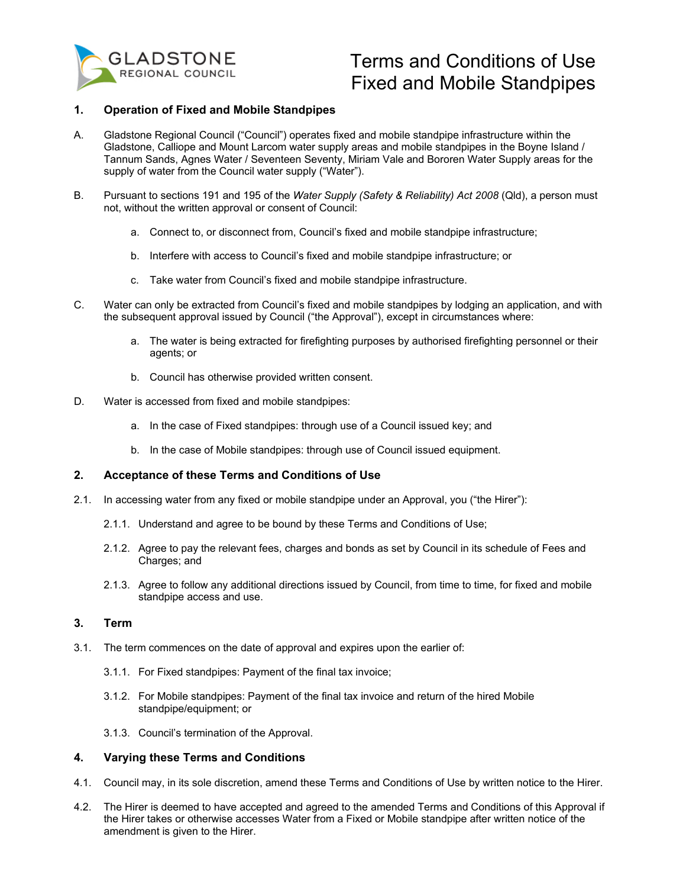# Terms and Conditions of Use Fixed and Mobile Standpipes

## 1. Operation of Fixed and Mobile Standpipes

A. Gladstone Regional Council ("Council") operates fixed and mobile standpipe infrastructure within the Gladstone, Calliope and Mount Larcom water supply areas and mobile standpipes in the Boyne Island / Tannum Sands, Agnes Water / Seventeen Seventy, Miriam Vale and Bororen Water Supply areas for the supply of water from the Council water supply ("Water").

B. Pursuant to sections 191 and 195 of the *Water Supply (Safety & Reliability) Act 2008* (Qld), a person must not, without the written approval or consent of Council:

   a. Connect to, or disconnect from, Council's fixed and mobile standpipe infrastructure;

   b. Interfere with access to Council's fixed and mobile standpipe infrastructure; or

   c. Take water from Council's fixed and mobile standpipe infrastructure.

C. Water can only be extracted from Council's fixed and mobile standpipes by lodging an application, and with the subsequent approval issued by Council ("the Approval"), except in circumstances where:

   a. The water is being extracted for firefighting purposes by authorised firefighting personnel or their agents; or

   b. Council has otherwise provided written consent.

D. Water is accessed from fixed and mobile standpipes:

   a. In the case of Fixed standpipes: through use of a Council issued key; and

   b. In the case of Mobile standpipes: through use of Council issued equipment.

## 2. Acceptance of these Terms and Conditions of Use

2.1. In accessing water from any fixed or mobile standpipe under an Approval, you ("the Hirer"):

   2.1.1. Understand and agree to be bound by these Terms and Conditions of Use;

   2.1.2. Agree to pay the relevant fees, charges and bonds as set by Council in its schedule of Fees and Charges; and

   2.1.3. Agree to follow any additional directions issued by Council, from time to time, for fixed and mobile standpipe access and use.

## 3. Term

3.1. The term commences on the date of approval and expires upon the earlier of:

   3.1.1. For Fixed standpipes: Payment of the final tax invoice;

   3.1.2. For Mobile standpipes: Payment of the final tax invoice and return of the hired Mobile standpipe/equipment; or

   3.1.3. Council's termination of the Approval.

## 4. Varying these Terms and Conditions

4.1. Council may, in its sole discretion, amend these Terms and Conditions of Use by written notice to the Hirer.

4.2. The Hirer is deemed to have accepted and agreed to the amended Terms and Conditions of this Approval if the Hirer takes or otherwise accesses Water from a Fixed or Mobile standpipe after written notice of the amendment is given to the Hirer.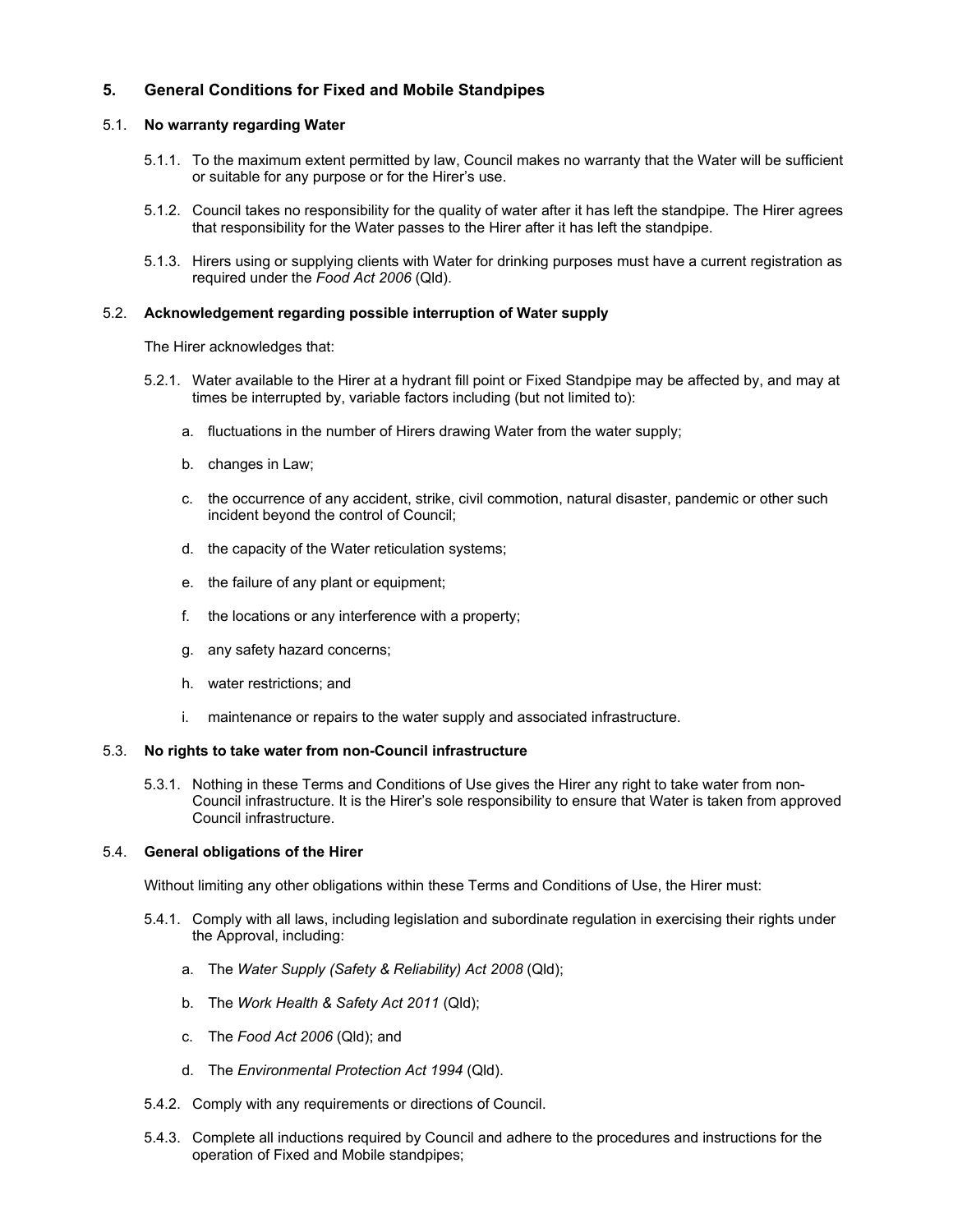## 5. General Conditions for Fixed and Mobile Standpipes

### 5.1. No warranty regarding Water

5.1.1. To the maximum extent permitted by law, Council makes no warranty that the Water will be sufficient or suitable for any purpose or for the Hirer's use.

5.1.2. Council takes no responsibility for the quality of water after it has left the standpipe. The Hirer agrees that responsibility for the Water passes to the Hirer after it has left the standpipe.

5.1.3. Hirers using or supplying clients with Water for drinking purposes must have a current registration as required under the *Food Act 2006* (Qld).

### 5.2. Acknowledgement regarding possible interruption of Water supply

The Hirer acknowledges that:

5.2.1. Water available to the Hirer at a hydrant fill point or Fixed Standpipe may be affected by, and may at times be interrupted by, variable factors including (but not limited to):

a. fluctuations in the number of Hirers drawing Water from the water supply;

b. changes in Law;

c. the occurrence of any accident, strike, civil commotion, natural disaster, pandemic or other such incident beyond the control of Council;

d. the capacity of the Water reticulation systems;

e. the failure of any plant or equipment;

f. the locations or any interference with a property;

g. any safety hazard concerns;

h. water restrictions; and

i. maintenance or repairs to the water supply and associated infrastructure.

### 5.3. No rights to take water from non-Council infrastructure

5.3.1. Nothing in these Terms and Conditions of Use gives the Hirer any right to take water from non-Council infrastructure. It is the Hirer's sole responsibility to ensure that Water is taken from approved Council infrastructure.

### 5.4. General obligations of the Hirer

Without limiting any other obligations within these Terms and Conditions of Use, the Hirer must:

5.4.1. Comply with all laws, including legislation and subordinate regulation in exercising their rights under the Approval, including:

a. The *Water Supply (Safety & Reliability) Act 2008* (Qld);

b. The *Work Health & Safety Act 2011* (Qld);

c. The *Food Act 2006* (Qld); and

d. The *Environmental Protection Act 1994* (Qld).

5.4.2. Comply with any requirements or directions of Council.

5.4.3. Complete all inductions required by Council and adhere to the procedures and instructions for the operation of Fixed and Mobile standpipes;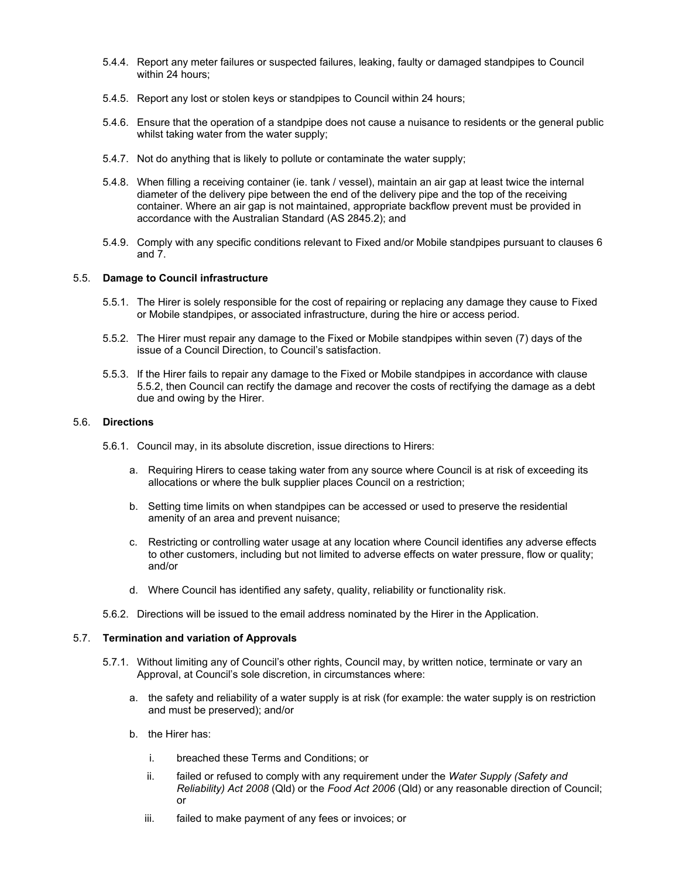5.4.4. Report any meter failures or suspected failures, leaking, faulty or damaged standpipes to Council within 24 hours;

5.4.5. Report any lost or stolen keys or standpipes to Council within 24 hours;

5.4.6. Ensure that the operation of a standpipe does not cause a nuisance to residents or the general public whilst taking water from the water supply;

5.4.7. Not do anything that is likely to pollute or contaminate the water supply;

5.4.8. When filling a receiving container (ie. tank / vessel), maintain an air gap at least twice the internal diameter of the delivery pipe between the end of the delivery pipe and the top of the receiving container. Where an air gap is not maintained, appropriate backflow prevent must be provided in accordance with the Australian Standard (AS 2845.2); and

5.4.9. Comply with any specific conditions relevant to Fixed and/or Mobile standpipes pursuant to clauses 6 and 7.

5.5. **Damage to Council infrastructure**

5.5.1. The Hirer is solely responsible for the cost of repairing or replacing any damage they cause to Fixed or Mobile standpipes, or associated infrastructure, during the hire or access period.

5.5.2. The Hirer must repair any damage to the Fixed or Mobile standpipes within seven (7) days of the issue of a Council Direction, to Council's satisfaction.

5.5.3. If the Hirer fails to repair any damage to the Fixed or Mobile standpipes in accordance with clause 5.5.2, then Council can rectify the damage and recover the costs of rectifying the damage as a debt due and owing by the Hirer.

5.6. **Directions**

5.6.1. Council may, in its absolute discretion, issue directions to Hirers:

a. Requiring Hirers to cease taking water from any source where Council is at risk of exceeding its allocations or where the bulk supplier places Council on a restriction;

b. Setting time limits on when standpipes can be accessed or used to preserve the residential amenity of an area and prevent nuisance;

c. Restricting or controlling water usage at any location where Council identifies any adverse effects to other customers, including but not limited to adverse effects on water pressure, flow or quality; and/or

d. Where Council has identified any safety, quality, reliability or functionality risk.

5.6.2. Directions will be issued to the email address nominated by the Hirer in the Application.

5.7. **Termination and variation of Approvals**

5.7.1. Without limiting any of Council's other rights, Council may, by written notice, terminate or vary an Approval, at Council's sole discretion, in circumstances where:

a. the safety and reliability of a water supply is at risk (for example: the water supply is on restriction and must be preserved); and/or

b. the Hirer has:

i. breached these Terms and Conditions; or

ii. failed or refused to comply with any requirement under the *Water Supply (Safety and Reliability) Act 2008* (Qld) or the *Food Act 2006* (Qld) or any reasonable direction of Council; or

iii. failed to make payment of any fees or invoices; or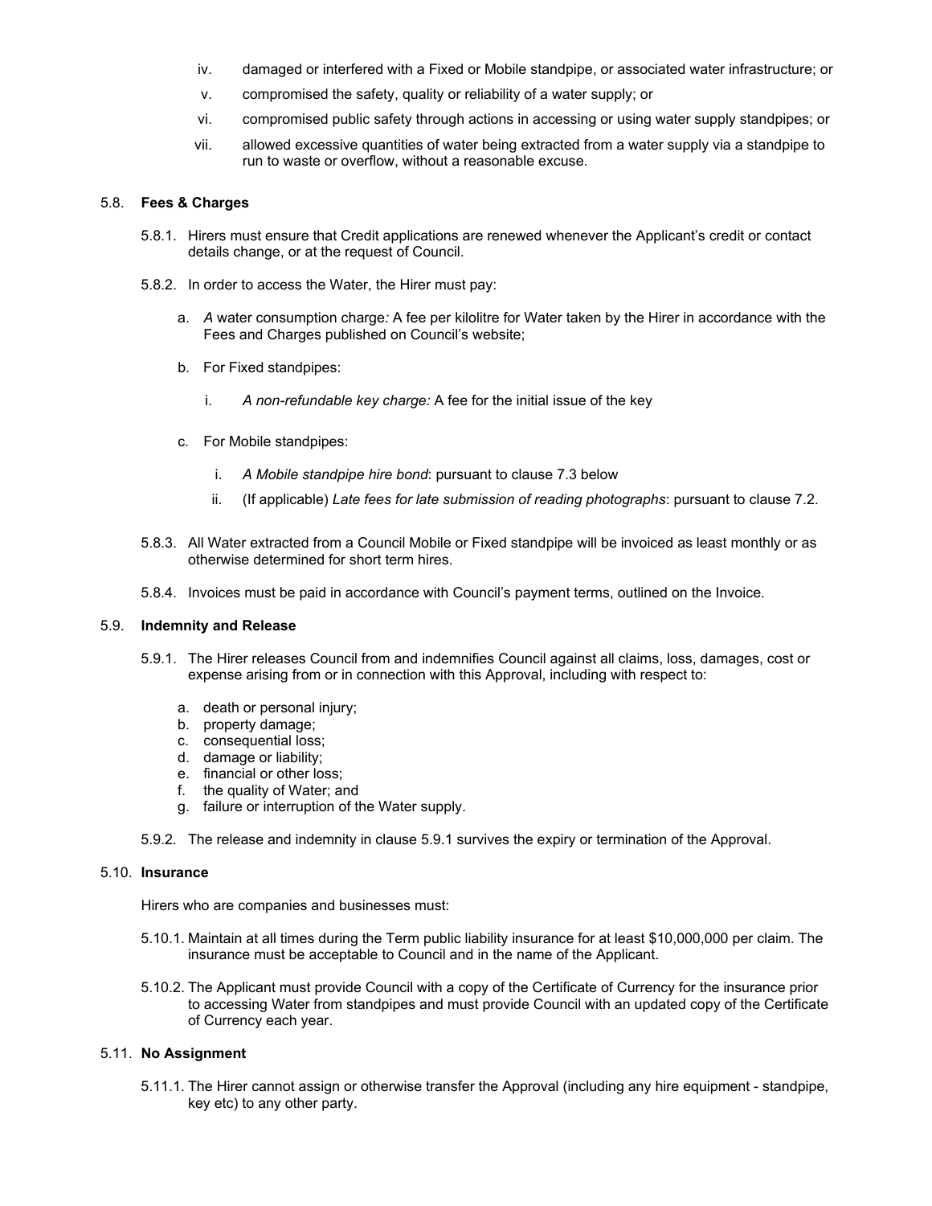iv. damaged or interfered with a Fixed or Mobile standpipe, or associated water infrastructure; or

v. compromised the safety, quality or reliability of a water supply; or

vi. compromised public safety through actions in accessing or using water supply standpipes; or

vii. allowed excessive quantities of water being extracted from a water supply via a standpipe to run to waste or overflow, without a reasonable excuse.

5.8. **Fees & Charges**

5.8.1. Hirers must ensure that Credit applications are renewed whenever the Applicant's credit or contact details change, or at the request of Council.

5.8.2. In order to access the Water, the Hirer must pay:

a. *A* water consumption charge*:* A fee per kilolitre for Water taken by the Hirer in accordance with the Fees and Charges published on Council's website;

b. For Fixed standpipes:

i. *A non-refundable key charge:* A fee for the initial issue of the key

c. For Mobile standpipes:

i. *A Mobile standpipe hire bond*: pursuant to clause 7.3 below

ii. (If applicable) *Late fees for late submission of reading photographs*: pursuant to clause 7.2.

5.8.3. All Water extracted from a Council Mobile or Fixed standpipe will be invoiced as least monthly or as otherwise determined for short term hires.

5.8.4. Invoices must be paid in accordance with Council's payment terms, outlined on the Invoice.

5.9. **Indemnity and Release**

5.9.1. The Hirer releases Council from and indemnifies Council against all claims, loss, damages, cost or expense arising from or in connection with this Approval, including with respect to:

a. death or personal injury;
b. property damage;
c. consequential loss;
d. damage or liability;
e. financial or other loss;
f. the quality of Water; and
g. failure or interruption of the Water supply.

5.9.2. The release and indemnity in clause 5.9.1 survives the expiry or termination of the Approval.

5.10. **Insurance**

Hirers who are companies and businesses must:

5.10.1. Maintain at all times during the Term public liability insurance for at least $10,000,000 per claim. The insurance must be acceptable to Council and in the name of the Applicant.

5.10.2. The Applicant must provide Council with a copy of the Certificate of Currency for the insurance prior to accessing Water from standpipes and must provide Council with an updated copy of the Certificate of Currency each year.

5.11. **No Assignment**

5.11.1. The Hirer cannot assign or otherwise transfer the Approval (including any hire equipment - standpipe, key etc) to any other party.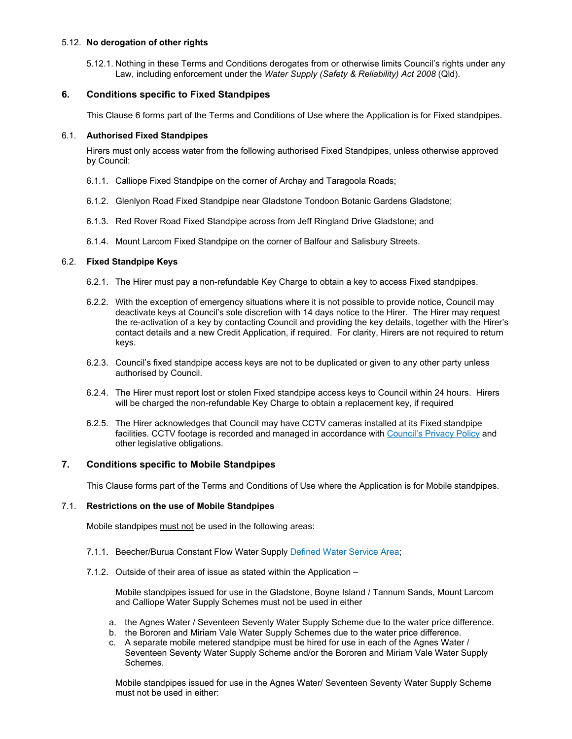5.12. **No derogation of other rights**

5.12.1. Nothing in these Terms and Conditions derogates from or otherwise limits Council's rights under any Law, including enforcement under the *Water Supply (Safety & Reliability) Act 2008* (Qld).

## 6. Conditions specific to Fixed Standpipes

This Clause 6 forms part of the Terms and Conditions of Use where the Application is for Fixed standpipes.

6.1. **Authorised Fixed Standpipes**

Hirers must only access water from the following authorised Fixed Standpipes, unless otherwise approved by Council:

6.1.1. Calliope Fixed Standpipe on the corner of Archay and Taragoola Roads;

6.1.2. Glenlyon Road Fixed Standpipe near Gladstone Tondoon Botanic Gardens Gladstone;

6.1.3. Red Rover Road Fixed Standpipe across from Jeff Ringland Drive Gladstone; and

6.1.4. Mount Larcom Fixed Standpipe on the corner of Balfour and Salisbury Streets.

6.2. **Fixed Standpipe Keys**

6.2.1. The Hirer must pay a non-refundable Key Charge to obtain a key to access Fixed standpipes.

6.2.2. With the exception of emergency situations where it is not possible to provide notice, Council may deactivate keys at Council's sole discretion with 14 days notice to the Hirer. The Hirer may request the re-activation of a key by contacting Council and providing the key details, together with the Hirer's contact details and a new Credit Application, if required. For clarity, Hirers are not required to return keys.

6.2.3. Council's fixed standpipe access keys are not to be duplicated or given to any other party unless authorised by Council.

6.2.4. The Hirer must report lost or stolen Fixed standpipe access keys to Council within 24 hours. Hirers will be charged the non-refundable Key Charge to obtain a replacement key, if required

6.2.5. The Hirer acknowledges that Council may have CCTV cameras installed at its Fixed standpipe facilities. CCTV footage is recorded and managed in accordance with Council's Privacy Policy and other legislative obligations.

## 7. Conditions specific to Mobile Standpipes

This Clause forms part of the Terms and Conditions of Use where the Application is for Mobile standpipes.

7.1. **Restrictions on the use of Mobile Standpipes**

Mobile standpipes must not be used in the following areas:

7.1.1. Beecher/Burua Constant Flow Water Supply Defined Water Service Area;

7.1.2. Outside of their area of issue as stated within the Application –

Mobile standpipes issued for use in the Gladstone, Boyne Island / Tannum Sands, Mount Larcom and Calliope Water Supply Schemes must not be used in either

a. the Agnes Water / Seventeen Seventy Water Supply Scheme due to the water price difference.
b. the Bororen and Miriam Vale Water Supply Schemes due to the water price difference.
c. A separate mobile metered standpipe must be hired for use in each of the Agnes Water / Seventeen Seventy Water Supply Scheme and/or the Bororen and Miriam Vale Water Supply Schemes.

Mobile standpipes issued for use in the Agnes Water/ Seventeen Seventy Water Supply Scheme must not be used in either: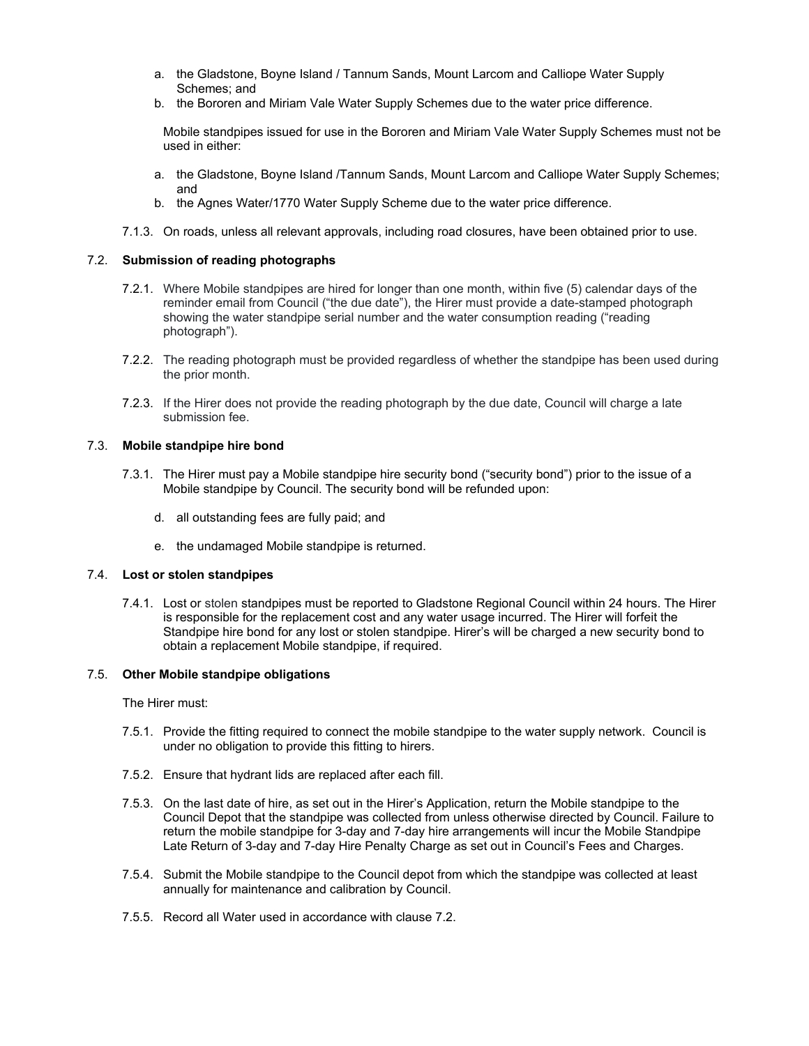a. the Gladstone, Boyne Island / Tannum Sands, Mount Larcom and Calliope Water Supply Schemes; and
b. the Bororen and Miriam Vale Water Supply Schemes due to the water price difference.

Mobile standpipes issued for use in the Bororen and Miriam Vale Water Supply Schemes must not be used in either:

a. the Gladstone, Boyne Island /Tannum Sands, Mount Larcom and Calliope Water Supply Schemes; and
b. the Agnes Water/1770 Water Supply Scheme due to the water price difference.

7.1.3. On roads, unless all relevant approvals, including road closures, have been obtained prior to use.

### 7.2. Submission of reading photographs

7.2.1. Where Mobile standpipes are hired for longer than one month, within five (5) calendar days of the reminder email from Council ("the due date"), the Hirer must provide a date-stamped photograph showing the water standpipe serial number and the water consumption reading ("reading photograph").

7.2.2. The reading photograph must be provided regardless of whether the standpipe has been used during the prior month.

7.2.3. If the Hirer does not provide the reading photograph by the due date, Council will charge a late submission fee.

### 7.3. Mobile standpipe hire bond

7.3.1. The Hirer must pay a Mobile standpipe hire security bond ("security bond") prior to the issue of a Mobile standpipe by Council. The security bond will be refunded upon:

d. all outstanding fees are fully paid; and

e. the undamaged Mobile standpipe is returned.

### 7.4. Lost or stolen standpipes

7.4.1. Lost or stolen standpipes must be reported to Gladstone Regional Council within 24 hours. The Hirer is responsible for the replacement cost and any water usage incurred. The Hirer will forfeit the Standpipe hire bond for any lost or stolen standpipe. Hirer's will be charged a new security bond to obtain a replacement Mobile standpipe, if required.

### 7.5. Other Mobile standpipe obligations

The Hirer must:

7.5.1. Provide the fitting required to connect the mobile standpipe to the water supply network. Council is under no obligation to provide this fitting to hirers.

7.5.2. Ensure that hydrant lids are replaced after each fill.

7.5.3. On the last date of hire, as set out in the Hirer's Application, return the Mobile standpipe to the Council Depot that the standpipe was collected from unless otherwise directed by Council. Failure to return the mobile standpipe for 3-day and 7-day hire arrangements will incur the Mobile Standpipe Late Return of 3-day and 7-day Hire Penalty Charge as set out in Council's Fees and Charges.

7.5.4. Submit the Mobile standpipe to the Council depot from which the standpipe was collected at least annually for maintenance and calibration by Council.

7.5.5. Record all Water used in accordance with clause 7.2.